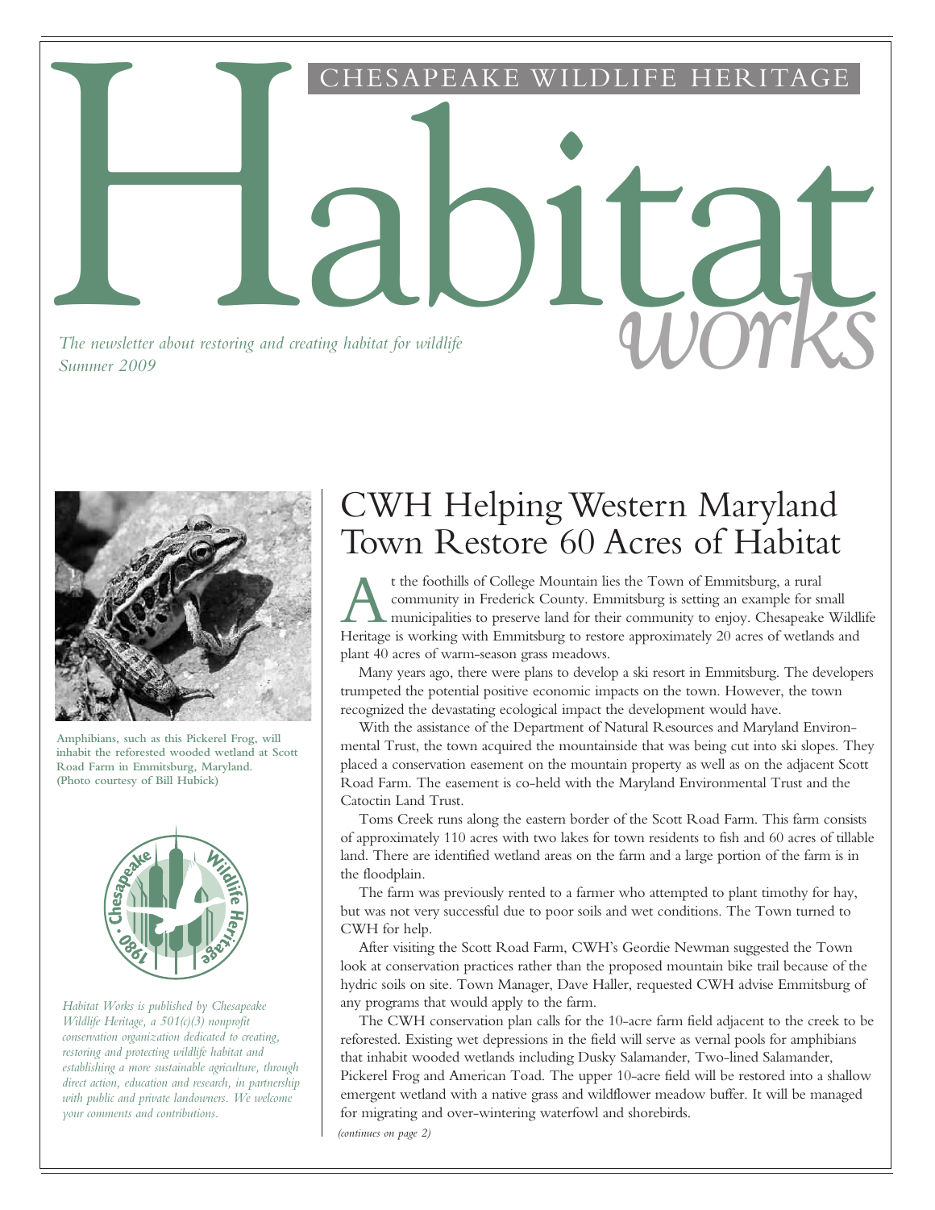# Habitat *works*

CHESAPEAKE WILDLIFE HERITAGE

*The newsletter about restoring and creating habitat for wildlife*
*Summer 2009*

Amphibians, such as this Pickerel Frog, will inhabit the reforested wooded wetland at Scott Road Farm in Emmitsburg, Maryland. (Photo courtesy of Bill Hubick)

*Habitat Works is published by Chesapeake Wildlife Heritage, a 501(c)(3) nonprofit conservation organization dedicated to creating, restoring and protecting wildlife habitat and establishing a more sustainable agriculture, through direct action, education and research, in partnership with public and private landowners. We welcome your comments and contributions.*

## CWH Helping Western Maryland Town Restore 60 Acres of Habitat

At the foothills of College Mountain lies the Town of Emmitsburg, a rural community in Frederick County. Emmitsburg is setting an example for small municipalities to preserve land for their community to enjoy. Chesapeake Wildlife Heritage is working with Emmitsburg to restore approximately 20 acres of wetlands and plant 40 acres of warm-season grass meadows.

Many years ago, there were plans to develop a ski resort in Emmitsburg. The developers trumpeted the potential positive economic impacts on the town. However, the town recognized the devastating ecological impact the development would have.

With the assistance of the Department of Natural Resources and Maryland Environmental Trust, the town acquired the mountainside that was being cut into ski slopes. They placed a conservation easement on the mountain property as well as on the adjacent Scott Road Farm. The easement is co-held with the Maryland Environmental Trust and the Catoctin Land Trust.

Toms Creek runs along the eastern border of the Scott Road Farm. This farm consists of approximately 110 acres with two lakes for town residents to fish and 60 acres of tillable land. There are identified wetland areas on the farm and a large portion of the farm is in the floodplain.

The farm was previously rented to a farmer who attempted to plant timothy for hay, but was not very successful due to poor soils and wet conditions. The Town turned to CWH for help.

After visiting the Scott Road Farm, CWH's Geordie Newman suggested the Town look at conservation practices rather than the proposed mountain bike trail because of the hydric soils on site. Town Manager, Dave Haller, requested CWH advise Emmitsburg of any programs that would apply to the farm.

The CWH conservation plan calls for the 10-acre farm field adjacent to the creek to be reforested. Existing wet depressions in the field will serve as vernal pools for amphibians that inhabit wooded wetlands including Dusky Salamander, Two-lined Salamander, Pickerel Frog and American Toad. The upper 10-acre field will be restored into a shallow emergent wetland with a native grass and wildflower meadow buffer. It will be managed for migrating and over-wintering waterfowl and shorebirds.

*(continues on page 2)*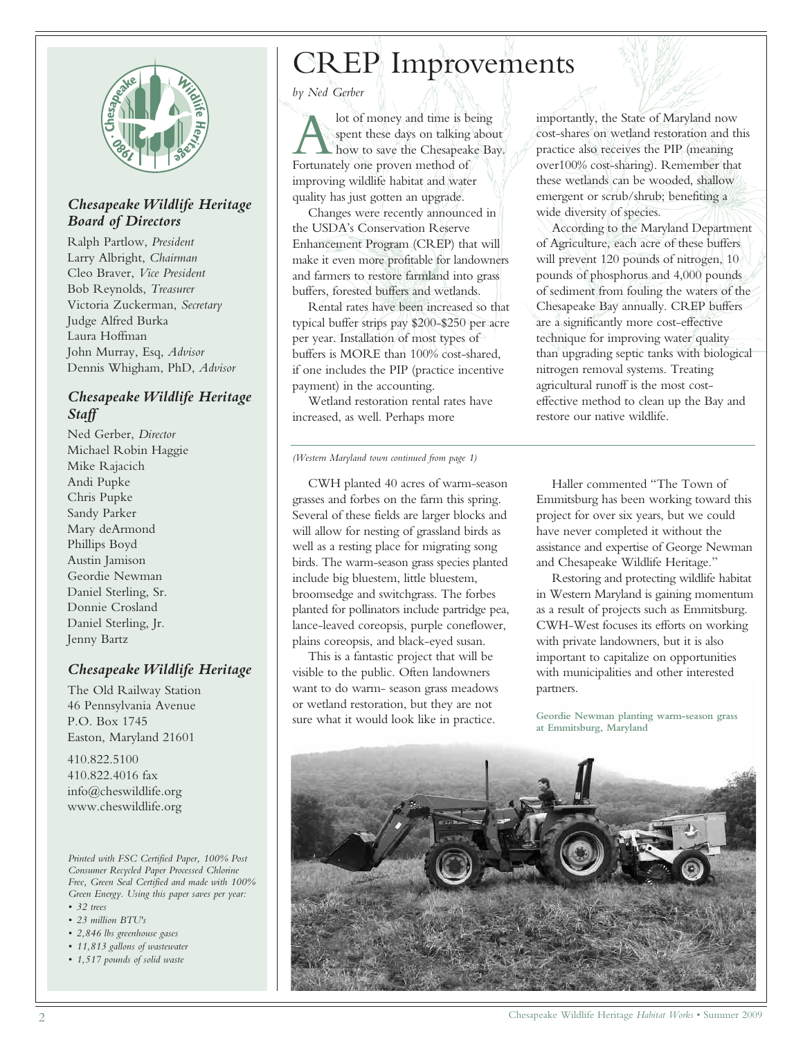# CREP Improvements

*by Ned Gerber*

A lot of money and time is being spent these days on talking about how to save the Chesapeake Bay. Fortunately one proven method of improving wildlife habitat and water quality has just gotten an upgrade.

Changes were recently announced in the USDA's Conservation Reserve Enhancement Program (CREP) that will make it even more profitable for landowners and farmers to restore farmland into grass buffers, forested buffers and wetlands.

Rental rates have been increased so that typical buffer strips pay $200-$250 per acre per year. Installation of most types of buffers is MORE than 100% cost-shared, if one includes the PIP (practice incentive payment) in the accounting.

Wetland restoration rental rates have increased, as well. Perhaps more importantly, the State of Maryland now cost-shares on wetland restoration and this practice also receives the PIP (meaning over100% cost-sharing). Remember that these wetlands can be wooded, shallow emergent or scrub/shrub; benefiting a wide diversity of species.

According to the Maryland Department of Agriculture, each acre of these buffers will prevent 120 pounds of nitrogen, 10 pounds of phosphorus and 4,000 pounds of sediment from fouling the waters of the Chesapeake Bay annually. CREP buffers are a significantly more cost-effective technique for improving water quality than upgrading septic tanks with biological nitrogen removal systems. Treating agricultural runoff is the most cost-effective method to clean up the Bay and restore our native wildlife.

---

*(Western Maryland town continued from page 1)*

CWH planted 40 acres of warm-season grasses and forbes on the farm this spring. Several of these fields are larger blocks and will allow for nesting of grassland birds as well as a resting place for migrating song birds. The warm-season grass species planted include big bluestem, little bluestem, broomsedge and switchgrass. The forbes planted for pollinators include partridge pea, lance-leaved coreopsis, purple coneflower, plains coreopsis, and black-eyed susan.

This is a fantastic project that will be visible to the public. Often landowners want to do warm- season grass meadows or wetland restoration, but they are not sure what it would look like in practice.

Haller commented "The Town of Emmitsburg has been working toward this project for over six years, but we could have never completed it without the assistance and expertise of George Newman and Chesapeake Wildlife Heritage."

Restoring and protecting wildlife habitat in Western Maryland is gaining momentum as a result of projects such as Emmitsburg. CWH-West focuses its efforts on working with private landowners, but it is also important to capitalize on opportunities with municipalities and other interested partners.

**Geordie Newman planting warm-season grass at Emmitsburg, Maryland**

---

### *Chesapeake Wildlife Heritage Board of Directors*

Ralph Partlow, *President*
Larry Albright, *Chairman*
Cleo Braver, *Vice President*
Bob Reynolds, *Treasurer*
Victoria Zuckerman, *Secretary*
Judge Alfred Burka
Laura Hoffman
John Murray, Esq, *Advisor*
Dennis Whigham, PhD, *Advisor*

### *Chesapeake Wildlife Heritage Staff*

Ned Gerber, *Director*
Michael Robin Haggie
Mike Rajacich
Andi Pupke
Chris Pupke
Sandy Parker
Mary deArmond
Phillips Boyd
Austin Jamison
Geordie Newman
Daniel Sterling, Sr.
Donnie Crosland
Daniel Sterling, Jr.
Jenny Bartz

### *Chesapeake Wildlife Heritage*

The Old Railway Station
46 Pennsylvania Avenue
P.O. Box 1745
Easton, Maryland 21601

410.822.5100
410.822.4016 fax
info@cheswildlife.org
www.cheswildlife.org

*Printed with FSC Certified Paper, 100% Post Consumer Recycled Paper Processed Chlorine Free, Green Seal Certified and made with 100% Green Energy. Using this paper saves per year:*

- *32 trees*
- *23 million BTU's*
- *2,846 lbs greenhouse gases*
- *11,813 gallons of wastewater*
- *1,517 pounds of solid waste*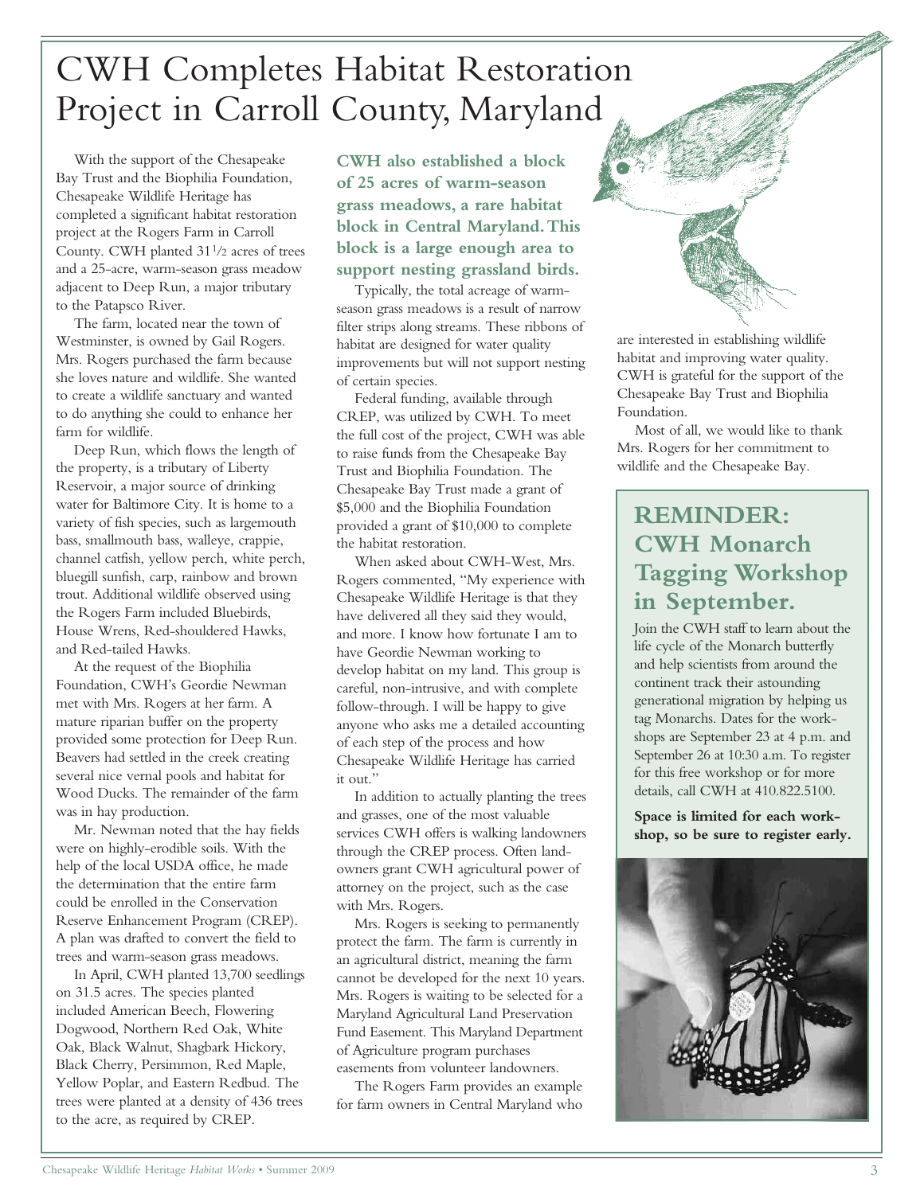# CWH Completes Habitat Restoration Project in Carroll County, Maryland

With the support of the Chesapeake Bay Trust and the Biophilia Foundation, Chesapeake Wildlife Heritage has completed a significant habitat restoration project at the Rogers Farm in Carroll County. CWH planted 31½ acres of trees and a 25-acre, warm-season grass meadow adjacent to Deep Run, a major tributary to the Patapsco River.

The farm, located near the town of Westminster, is owned by Gail Rogers. Mrs. Rogers purchased the farm because she loves nature and wildlife. She wanted to create a wildlife sanctuary and wanted to do anything she could to enhance her farm for wildlife.

Deep Run, which flows the length of the property, is a tributary of Liberty Reservoir, a major source of drinking water for Baltimore City. It is home to a variety of fish species, such as largemouth bass, smallmouth bass, walleye, crappie, channel catfish, yellow perch, white perch, bluegill sunfish, carp, rainbow and brown trout. Additional wildlife observed using the Rogers Farm included Bluebirds, House Wrens, Red-shouldered Hawks, and Red-tailed Hawks.

At the request of the Biophilia Foundation, CWH's Geordie Newman met with Mrs. Rogers at her farm. A mature riparian buffer on the property provided some protection for Deep Run. Beavers had settled in the creek creating several nice vernal pools and habitat for Wood Ducks. The remainder of the farm was in hay production.

Mr. Newman noted that the hay fields were on highly-erodible soils. With the help of the local USDA office, he made the determination that the entire farm could be enrolled in the Conservation Reserve Enhancement Program (CREP). A plan was drafted to convert the field to trees and warm-season grass meadows.

In April, CWH planted 13,700 seedlings on 31.5 acres. The species planted included American Beech, Flowering Dogwood, Northern Red Oak, White Oak, Black Walnut, Shagbark Hickory, Black Cherry, Persimmon, Red Maple, Yellow Poplar, and Eastern Redbud. The trees were planted at a density of 436 trees to the acre, as required by CREP.

**CWH also established a block of 25 acres of warm-season grass meadows, a rare habitat block in Central Maryland. This block is a large enough area to support nesting grassland birds.**

Typically, the total acreage of warm-season grass meadows is a result of narrow filter strips along streams. These ribbons of habitat are designed for water quality improvements but will not support nesting of certain species.

Federal funding, available through CREP, was utilized by CWH. To meet the full cost of the project, CWH was able to raise funds from the Chesapeake Bay Trust and Biophilia Foundation. The Chesapeake Bay Trust made a grant of $5,000 and the Biophilia Foundation provided a grant of $10,000 to complete the habitat restoration.

When asked about CWH-West, Mrs. Rogers commented, "My experience with Chesapeake Wildlife Heritage is that they have delivered all they said they would, and more. I know how fortunate I am to have Geordie Newman working to develop habitat on my land. This group is careful, non-intrusive, and with complete follow-through. I will be happy to give anyone who asks me a detailed accounting of each step of the process and how Chesapeake Wildlife Heritage has carried it out."

In addition to actually planting the trees and grasses, one of the most valuable services CWH offers is walking landowners through the CREP process. Often landowners grant CWH agricultural power of attorney on the project, such as the case with Mrs. Rogers.

Mrs. Rogers is seeking to permanently protect the farm. The farm is currently in an agricultural district, meaning the farm cannot be developed for the next 10 years. Mrs. Rogers is waiting to be selected for a Maryland Agricultural Land Preservation Fund Easement. This Maryland Department of Agriculture program purchases easements from volunteer landowners.

The Rogers Farm provides an example for farm owners in Central Maryland who are interested in establishing wildlife habitat and improving water quality. CWH is grateful for the support of the Chesapeake Bay Trust and Biophilia Foundation.

Most of all, we would like to thank Mrs. Rogers for her commitment to wildlife and the Chesapeake Bay.

## REMINDER: CWH Monarch Tagging Workshop in September.

Join the CWH staff to learn about the life cycle of the Monarch butterfly and help scientists from around the continent track their astounding generational migration by helping us tag Monarchs. Dates for the workshops are September 23 at 4 p.m. and September 26 at 10:30 a.m. To register for this free workshop or for more details, call CWH at 410.822.5100.

**Space is limited for each workshop, so be sure to register early.**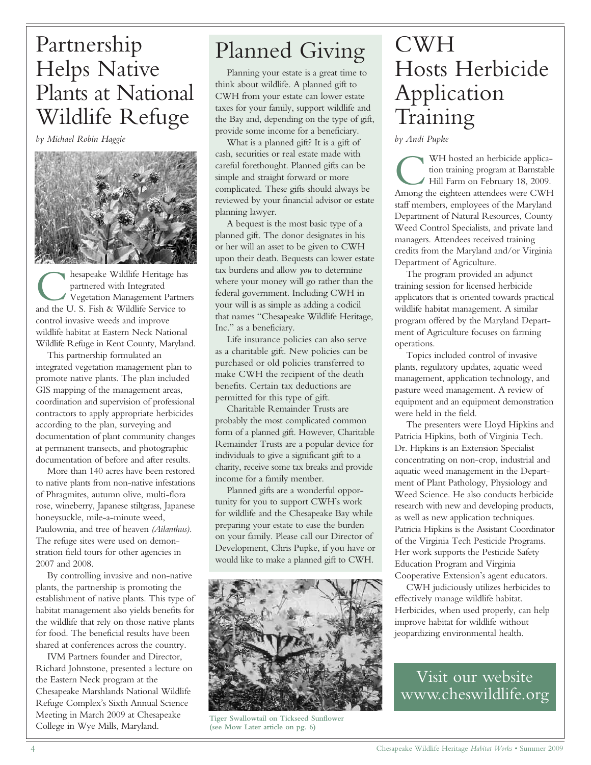# Partnership Helps Native Plants at National Wildlife Refuge

*by Michael Robin Haggie*

Chesapeake Wildlife Heritage has partnered with Integrated Vegetation Management Partners and the U. S. Fish & Wildlife Service to control invasive weeds and improve wildlife habitat at Eastern Neck National Wildlife Refuge in Kent County, Maryland.

This partnership formulated an integrated vegetation management plan to promote native plants. The plan included GIS mapping of the management areas, coordination and supervision of professional contractors to apply appropriate herbicides according to the plan, surveying and documentation of plant community changes at permanent transects, and photographic documentation of before and after results.

More than 140 acres have been restored to native plants from non-native infestations of Phragmites, autumn olive, multi-flora rose, wineberry, Japanese stiltgrass, Japanese honeysuckle, mile-a-minute weed, Paulownia, and tree of heaven *(Ailanthus)*. The refuge sites were used on demonstration field tours for other agencies in 2007 and 2008.

By controlling invasive and non-native plants, the partnership is promoting the establishment of native plants. This type of habitat management also yields benefits for the wildlife that rely on those native plants for food. The beneficial results have been shared at conferences across the country.

IVM Partners founder and Director, Richard Johnstone, presented a lecture on the Eastern Neck program at the Chesapeake Marshlands National Wildlife Refuge Complex's Sixth Annual Science Meeting in March 2009 at Chesapeake College in Wye Mills, Maryland.

# Planned Giving

Planning your estate is a great time to think about wildlife. A planned gift to CWH from your estate can lower estate taxes for your family, support wildlife and the Bay and, depending on the type of gift, provide some income for a beneficiary.

What is a planned gift? It is a gift of cash, securities or real estate made with careful forethought. Planned gifts can be simple and straight forward or more complicated. These gifts should always be reviewed by your financial advisor or estate planning lawyer.

A bequest is the most basic type of a planned gift. The donor designates in his or her will an asset to be given to CWH upon their death. Bequests can lower estate tax burdens and allow *you* to determine where your money will go rather than the federal government. Including CWH in your will is as simple as adding a codicil that names "Chesapeake Wildlife Heritage, Inc." as a beneficiary.

Life insurance policies can also serve as a charitable gift. New policies can be purchased or old policies transferred to make CWH the recipient of the death benefits. Certain tax deductions are permitted for this type of gift.

Charitable Remainder Trusts are probably the most complicated common form of a planned gift. However, Charitable Remainder Trusts are a popular device for individuals to give a significant gift to a charity, receive some tax breaks and provide income for a family member.

Planned gifts are a wonderful opportunity for you to support CWH's work for wildlife and the Chesapeake Bay while preparing your estate to ease the burden on your family. Please call our Director of Development, Chris Pupke, if you have or would like to make a planned gift to CWH.

Tiger Swallowtail on Tickseed Sunflower (see Mow Later article on pg. 6)

# CWH Hosts Herbicide Application Training

*by Andi Pupke*

CWH hosted an herbicide application training program at Barnstable Hill Farm on February 18, 2009. Among the eighteen attendees were CWH staff members, employees of the Maryland Department of Natural Resources, County Weed Control Specialists, and private land managers. Attendees received training credits from the Maryland and/or Virginia Department of Agriculture.

The program provided an adjunct training session for licensed herbicide applicators that is oriented towards practical wildlife habitat management. A similar program offered by the Maryland Department of Agriculture focuses on farming operations.

Topics included control of invasive plants, regulatory updates, aquatic weed management, application technology, and pasture weed management. A review of equipment and an equipment demonstration were held in the field.

The presenters were Lloyd Hipkins and Patricia Hipkins, both of Virginia Tech. Dr. Hipkins is an Extension Specialist concentrating on non-crop, industrial and aquatic weed management in the Department of Plant Pathology, Physiology and Weed Science. He also conducts herbicide research with new and developing products, as well as new application techniques. Patricia Hipkins is the Assistant Coordinator of the Virginia Tech Pesticide Programs. Her work supports the Pesticide Safety Education Program and Virginia Cooperative Extension's agent educators.

CWH judiciously utilizes herbicides to effectively manage wildlife habitat. Herbicides, when used properly, can help improve habitat for wildlife without jeopardizing environmental health.

Visit our website www.cheswildlife.org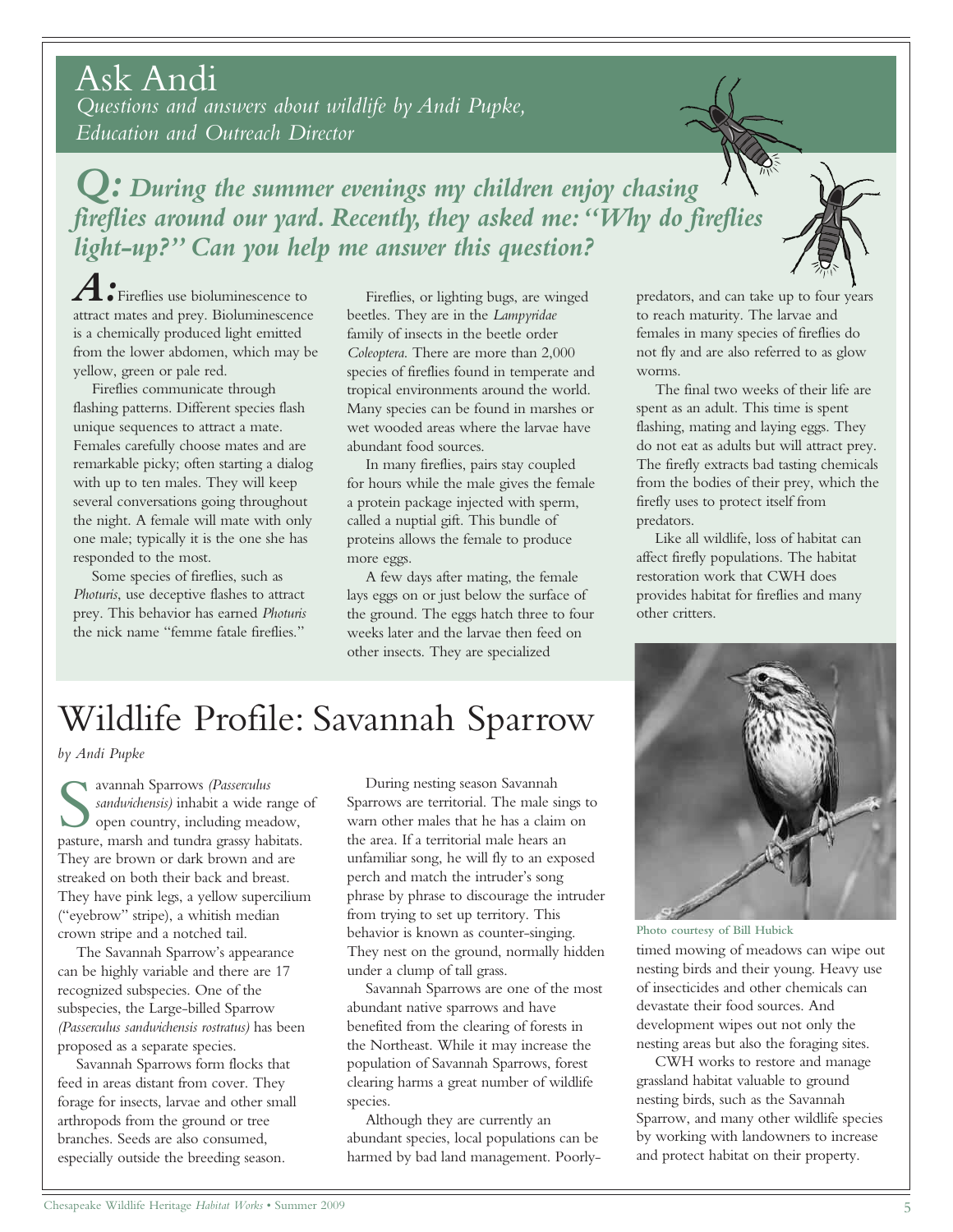# Ask Andi

*Questions and answers about wildlife by Andi Pupke, Education and Outreach Director*

***Q:* *During the summer evenings my children enjoy chasing fireflies around our yard. Recently, they asked me: "Why do fireflies light-up?" Can you help me answer this question?***

***A:*** Fireflies use bioluminescence to attract mates and prey. Bioluminescence is a chemically produced light emitted from the lower abdomen, which may be yellow, green or pale red.

Fireflies communicate through flashing patterns. Different species flash unique sequences to attract a mate. Females carefully choose mates and are remarkable picky; often starting a dialog with up to ten males. They will keep several conversations going throughout the night. A female will mate with only one male; typically it is the one she has responded to the most.

Some species of fireflies, such as *Photuris*, use deceptive flashes to attract prey. This behavior has earned *Photuris* the nick name "femme fatale fireflies."

Fireflies, or lighting bugs, are winged beetles. They are in the *Lampyridae* family of insects in the beetle order *Coleoptera*. There are more than 2,000 species of fireflies found in temperate and tropical environments around the world. Many species can be found in marshes or wet wooded areas where the larvae have abundant food sources.

In many fireflies, pairs stay coupled for hours while the male gives the female a protein package injected with sperm, called a nuptial gift. This bundle of proteins allows the female to produce more eggs.

A few days after mating, the female lays eggs on or just below the surface of the ground. The eggs hatch three to four weeks later and the larvae then feed on other insects. They are specialized predators, and can take up to four years to reach maturity. The larvae and females in many species of fireflies do not fly and are also referred to as glow worms.

The final two weeks of their life are spent as an adult. This time is spent flashing, mating and laying eggs. They do not eat as adults but will attract prey. The firefly extracts bad tasting chemicals from the bodies of their prey, which the firefly uses to protect itself from predators.

Like all wildlife, loss of habitat can affect firefly populations. The habitat restoration work that CWH does provides habitat for fireflies and many other critters.

# Wildlife Profile: Savannah Sparrow

*by Andi Pupke*

Savannah Sparrows *(Passerculus sandwichensis)* inhabit a wide range of open country, including meadow, pasture, marsh and tundra grassy habitats. They are brown or dark brown and are streaked on both their back and breast. They have pink legs, a yellow supercilium ("eyebrow" stripe), a whitish median crown stripe and a notched tail.

The Savannah Sparrow's appearance can be highly variable and there are 17 recognized subspecies. One of the subspecies, the Large-billed Sparrow *(Passerculus sandwichensis rostratus)* has been proposed as a separate species.

Savannah Sparrows form flocks that feed in areas distant from cover. They forage for insects, larvae and other small arthropods from the ground or tree branches. Seeds are also consumed, especially outside the breeding season.

During nesting season Savannah Sparrows are territorial. The male sings to warn other males that he has a claim on the area. If a territorial male hears an unfamiliar song, he will fly to an exposed perch and match the intruder's song phrase by phrase to discourage the intruder from trying to set up territory. This behavior is known as counter-singing. They nest on the ground, normally hidden under a clump of tall grass.

Savannah Sparrows are one of the most abundant native sparrows and have benefited from the clearing of forests in the Northeast. While it may increase the population of Savannah Sparrows, forest clearing harms a great number of wildlife species.

Although they are currently an abundant species, local populations can be harmed by bad land management. Poorly-timed mowing of meadows can wipe out nesting birds and their young. Heavy use of insecticides and other chemicals can devastate their food sources. And development wipes out not only the nesting areas but also the foraging sites.

Photo courtesy of Bill Hubick

CWH works to restore and manage grassland habitat valuable to ground nesting birds, such as the Savannah Sparrow, and many other wildlife species by working with landowners to increase and protect habitat on their property.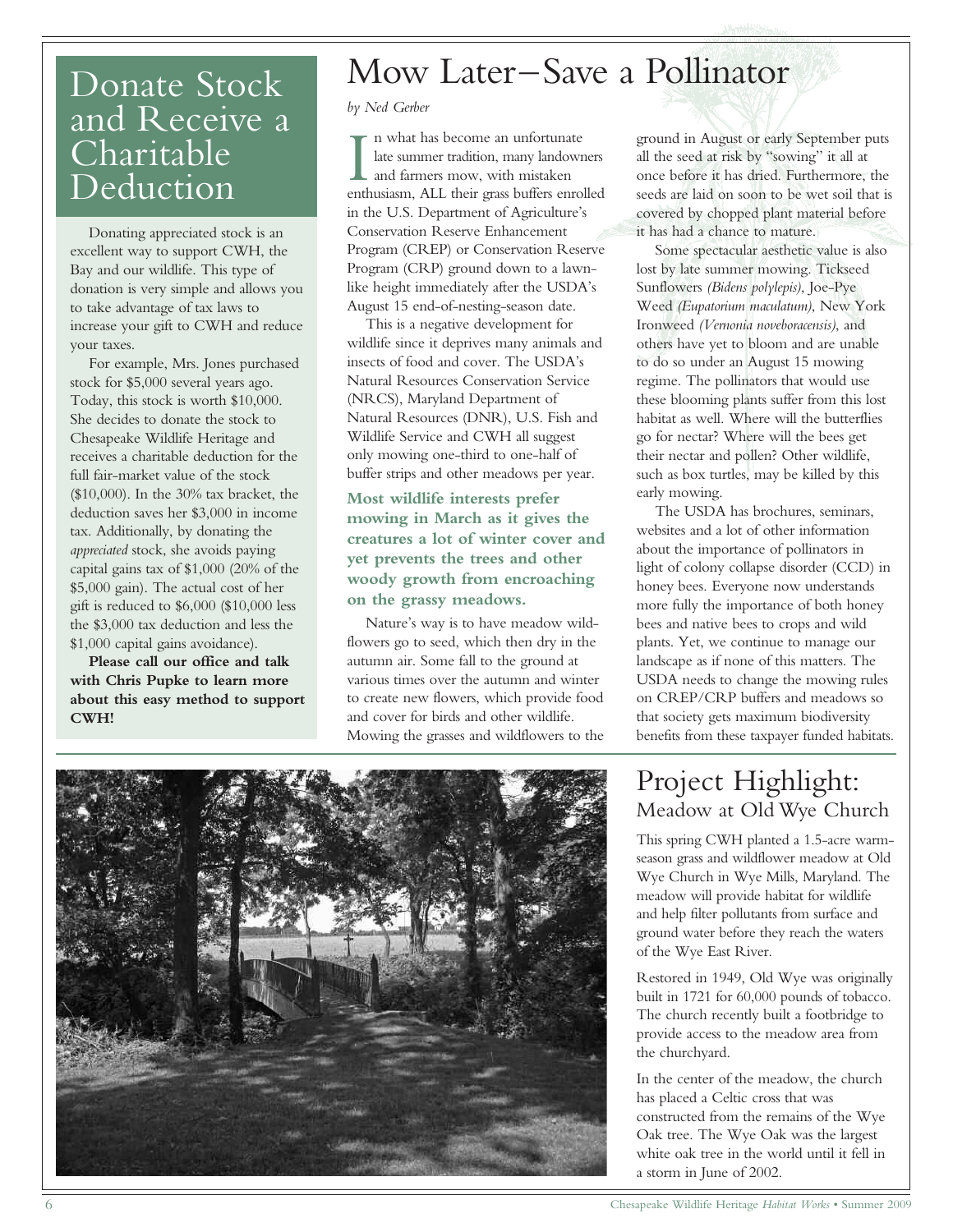# Donate Stock and Receive a Charitable Deduction

Donating appreciated stock is an excellent way to support CWH, the Bay and our wildlife. This type of donation is very simple and allows you to take advantage of tax laws to increase your gift to CWH and reduce your taxes.

For example, Mrs. Jones purchased stock for $5,000 several years ago. Today, this stock is worth $10,000. She decides to donate the stock to Chesapeake Wildlife Heritage and receives a charitable deduction for the full fair-market value of the stock ($10,000). In the 30% tax bracket, the deduction saves her $3,000 in income tax. Additionally, by donating the *appreciated* stock, she avoids paying capital gains tax of $1,000 (20% of the $5,000 gain). The actual cost of her gift is reduced to $6,000 ($10,000 less the $3,000 tax deduction and less the $1,000 capital gains avoidance).

**Please call our office and talk with Chris Pupke to learn more about this easy method to support CWH!**

# Mow Later–Save a Pollinator

*by Ned Gerber*

In what has become an unfortunate late summer tradition, many landowners and farmers mow, with mistaken enthusiasm, ALL their grass buffers enrolled in the U.S. Department of Agriculture's Conservation Reserve Enhancement Program (CREP) or Conservation Reserve Program (CRP) ground down to a lawn-like height immediately after the USDA's August 15 end-of-nesting-season date.

This is a negative development for wildlife since it deprives many animals and insects of food and cover. The USDA's Natural Resources Conservation Service (NRCS), Maryland Department of Natural Resources (DNR), U.S. Fish and Wildlife Service and CWH all suggest only mowing one-third to one-half of buffer strips and other meadows per year.

**Most wildlife interests prefer mowing in March as it gives the creatures a lot of winter cover and yet prevents the trees and other woody growth from encroaching on the grassy meadows.**

Nature's way is to have meadow wildflowers go to seed, which then dry in the autumn air. Some fall to the ground at various times over the autumn and winter to create new flowers, which provide food and cover for birds and other wildlife. Mowing the grasses and wildflowers to the ground in August or early September puts all the seed at risk by "sowing" it all at once before it has dried. Furthermore, the seeds are laid on soon to be wet soil that is covered by chopped plant material before it has had a chance to mature.

Some spectacular aesthetic value is also lost by late summer mowing. Tickseed Sunflowers *(Bidens polylepis)*, Joe-Pye Weed *(Eupatorium maculatum)*, New York Ironweed *(Vernonia noveboracensis)*, and others have yet to bloom and are unable to do so under an August 15 mowing regime. The pollinators that would use these blooming plants suffer from this lost habitat as well. Where will the butterflies go for nectar? Where will the bees get their nectar and pollen? Other wildlife, such as box turtles, may be killed by this early mowing.

The USDA has brochures, seminars, websites and a lot of other information about the importance of pollinators in light of colony collapse disorder (CCD) in honey bees. Everyone now understands more fully the importance of both honey bees and native bees to crops and wild plants. Yet, we continue to manage our landscape as if none of this matters. The USDA needs to change the mowing rules on CREP/CRP buffers and meadows so that society gets maximum biodiversity benefits from these taxpayer funded habitats.

# Project Highlight:
## Meadow at Old Wye Church

This spring CWH planted a 1.5-acre warm-season grass and wildflower meadow at Old Wye Church in Wye Mills, Maryland. The meadow will provide habitat for wildlife and help filter pollutants from surface and ground water before they reach the waters of the Wye East River.

Restored in 1949, Old Wye was originally built in 1721 for 60,000 pounds of tobacco. The church recently built a footbridge to provide access to the meadow area from the churchyard.

In the center of the meadow, the church has placed a Celtic cross that was constructed from the remains of the Wye Oak tree. The Wye Oak was the largest white oak tree in the world until it fell in a storm in June of 2002.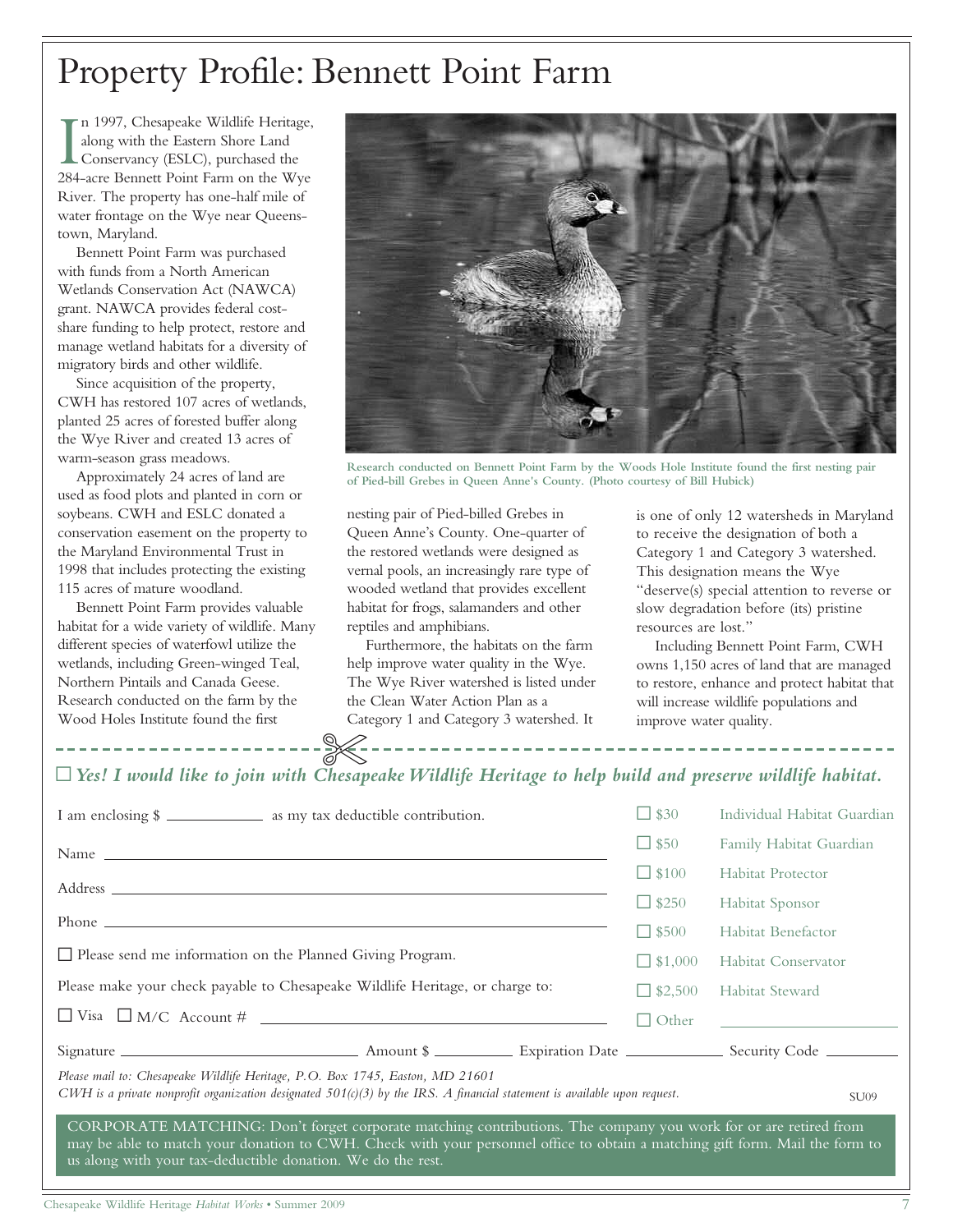# Property Profile: Bennett Point Farm

In 1997, Chesapeake Wildlife Heritage, along with the Eastern Shore Land Conservancy (ESLC), purchased the 284-acre Bennett Point Farm on the Wye River. The property has one-half mile of water frontage on the Wye near Queenstown, Maryland.

Bennett Point Farm was purchased with funds from a North American Wetlands Conservation Act (NAWCA) grant. NAWCA provides federal cost-share funding to help protect, restore and manage wetland habitats for a diversity of migratory birds and other wildlife.

Since acquisition of the property, CWH has restored 107 acres of wetlands, planted 25 acres of forested buffer along the Wye River and created 13 acres of warm-season grass meadows.

Approximately 24 acres of land are used as food plots and planted in corn or soybeans. CWH and ESLC donated a conservation easement on the property to the Maryland Environmental Trust in 1998 that includes protecting the existing 115 acres of mature woodland.

Bennett Point Farm provides valuable habitat for a wide variety of wildlife. Many different species of waterfowl utilize the wetlands, including Green-winged Teal, Northern Pintails and Canada Geese. Research conducted on the farm by the Wood Holes Institute found the first nesting pair of Pied-billed Grebes in Queen Anne's County. One-quarter of the restored wetlands were designed as vernal pools, an increasingly rare type of wooded wetland that provides excellent habitat for frogs, salamanders and other reptiles and amphibians.

Research conducted on Bennett Point Farm by the Woods Hole Institute found the first nesting pair of Pied-bill Grebes in Queen Anne's County. (Photo courtesy of Bill Hubick)

Furthermore, the habitats on the farm help improve water quality in the Wye. The Wye River watershed is listed under the Clean Water Action Plan as a Category 1 and Category 3 watershed. It is one of only 12 watersheds in Maryland to receive the designation of both a Category 1 and Category 3 watershed. This designation means the Wye "deserve(s) special attention to reverse or slow degradation before (its) pristine resources are lost."

Including Bennett Point Farm, CWH owns 1,150 acres of land that are managed to restore, enhance and protect habitat that will increase wildlife populations and improve water quality.

---

☐ ***Yes! I would like to join with Chesapeake Wildlife Heritage to help build and preserve wildlife habitat.***

I am enclosing $ ________ as my tax deductible contribution.

Name ______________________________

Address ______________________________

Phone ______________________________

☐ Please send me information on the Planned Giving Program.

Please make your check payable to Chesapeake Wildlife Heritage, or charge to:

☐ Visa ☐ M/C Account # ______________________________

Signature ____________ Amount $ ________ Expiration Date ________ Security Code ________

| | |
|---|---|
| ☐ $30 | Individual Habitat Guardian |
| ☐ $50 | Family Habitat Guardian |
| ☐ $100 | Habitat Protector |
| ☐ $250 | Habitat Sponsor |
| ☐ $500 | Habitat Benefactor |
| ☐ $1,000 | Habitat Conservator |
| ☐ $2,500 | Habitat Steward |
| ☐ Other | ________ |

*Please mail to: Chesapeake Wildlife Heritage, P.O. Box 1745, Easton, MD 21601*

*CWH is a private nonprofit organization designated 501(c)(3) by the IRS. A financial statement is available upon request.*

SU09

CORPORATE MATCHING: Don't forget corporate matching contributions. The company you work for or are retired from may be able to match your donation to CWH. Check with your personnel office to obtain a matching gift form. Mail the form to us along with your tax-deductible donation. We do the rest.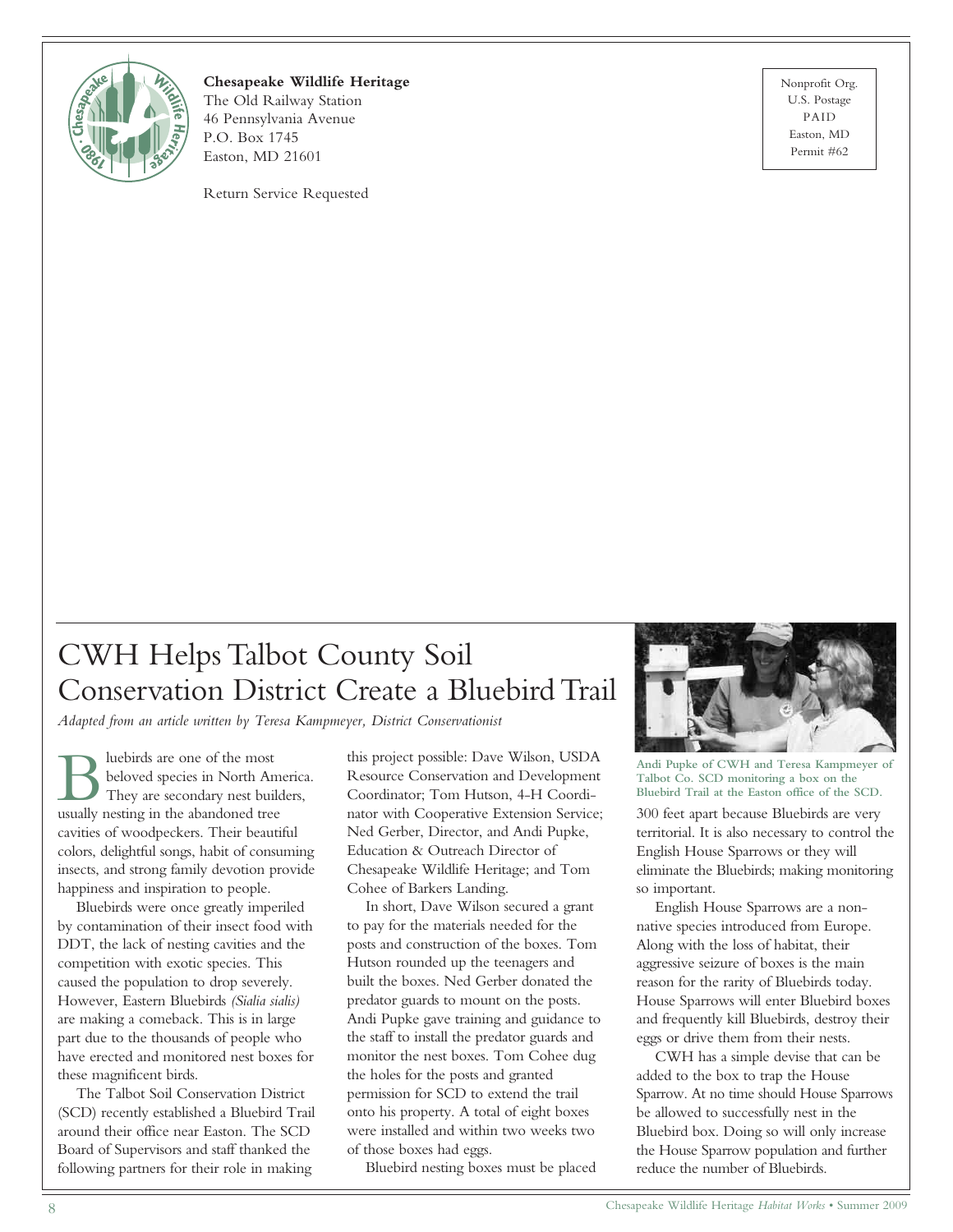**Chesapeake Wildlife Heritage**
The Old Railway Station
46 Pennsylvania Avenue
P.O. Box 1745
Easton, MD 21601

Return Service Requested

Nonprofit Org.
U.S. Postage
PAID
Easton, MD
Permit #62

# CWH Helps Talbot County Soil Conservation District Create a Bluebird Trail

*Adapted from an article written by Teresa Kampmeyer, District Conservationist*

Bluebirds are one of the most beloved species in North America. They are secondary nest builders, usually nesting in the abandoned tree cavities of woodpeckers. Their beautiful colors, delightful songs, habit of consuming insects, and strong family devotion provide happiness and inspiration to people.

Bluebirds were once greatly imperiled by contamination of their insect food with DDT, the lack of nesting cavities and the competition with exotic species. This caused the population to drop severely. However, Eastern Bluebirds *(Sialia sialis)* are making a comeback. This is in large part due to the thousands of people who have erected and monitored nest boxes for these magnificent birds.

The Talbot Soil Conservation District (SCD) recently established a Bluebird Trail around their office near Easton. The SCD Board of Supervisors and staff thanked the following partners for their role in making this project possible: Dave Wilson, USDA Resource Conservation and Development Coordinator; Tom Hutson, 4-H Coordinator with Cooperative Extension Service; Ned Gerber, Director, and Andi Pupke, Education & Outreach Director of Chesapeake Wildlife Heritage; and Tom Cohee of Barkers Landing.

In short, Dave Wilson secured a grant to pay for the materials needed for the posts and construction of the boxes. Tom Hutson rounded up the teenagers and built the boxes. Ned Gerber donated the predator guards to mount on the posts. Andi Pupke gave training and guidance to the staff to install the predator guards and monitor the nest boxes. Tom Cohee dug the holes for the posts and granted permission for SCD to extend the trail onto his property. A total of eight boxes were installed and within two weeks two of those boxes had eggs.

Bluebird nesting boxes must be placed 300 feet apart because Bluebirds are very territorial. It is also necessary to control the English House Sparrows or they will eliminate the Bluebirds; making monitoring so important.

Andi Pupke of CWH and Teresa Kampmeyer of Talbot Co. SCD monitoring a box on the Bluebird Trail at the Easton office of the SCD.

English House Sparrows are a non-native species introduced from Europe. Along with the loss of habitat, their aggressive seizure of boxes is the main reason for the rarity of Bluebirds today. House Sparrows will enter Bluebird boxes and frequently kill Bluebirds, destroy their eggs or drive them from their nests.

CWH has a simple devise that can be added to the box to trap the House Sparrow. At no time should House Sparrows be allowed to successfully nest in the Bluebird box. Doing so will only increase the House Sparrow population and further reduce the number of Bluebirds.